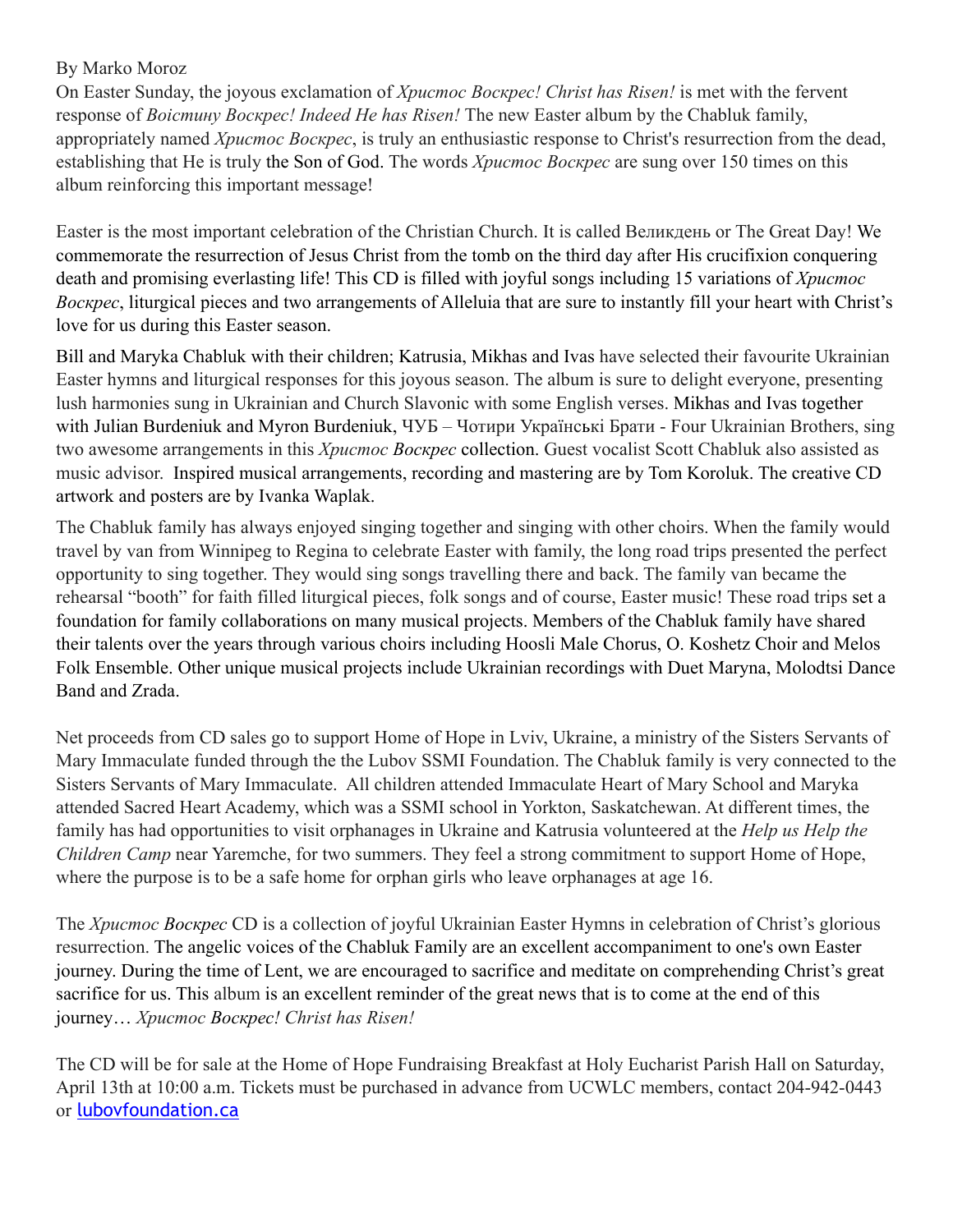By Marko Moroz

On Easter Sunday, the joyous exclamation of *Христос Воскрес! Christ has Risen!* is met with the fervent response of *Воістину Воскрес! Indeed He has Risen!* The new Easter album by the Chabluk family, appropriately named *Христос Воскрес*, is truly an enthusiastic response to Christ's resurrection from the dead, establishing that He is truly the Son of God. The words *Христос Воскрес* are sung over 150 times on this album reinforcing this important message!

Easter is the most important celebration of the Christian Church. It is called Великдень or The Great Day! We commemorate the resurrection of Jesus Christ from the tomb on the third day after His crucifixion conquering death and promising everlasting life! This CD is filled with joyful songs including 15 variations of *Христос Воскрес*, liturgical pieces and two arrangements of Alleluia that are sure to instantly fill your heart with Christ's love for us during this Easter season.

Bill and Maryka Chabluk with their children; Katrusia, Mikhas and Ivas have selected their favourite Ukrainian Easter hymns and liturgical responses for this joyous season. The album is sure to delight everyone, presenting lush harmonies sung in Ukrainian and Church Slavonic with some English verses. Mikhas and Ivas together with Julian Burdeniuk and Myron Burdeniuk, ЧУБ – Чотири Українські Брати - Four Ukrainian Brothers, sing two awesome arrangements in this *Христос Воскрес* collection. Guest vocalist Scott Chabluk also assisted as music advisor. Inspired musical arrangements, recording and mastering are by Tom Koroluk. The creative CD artwork and posters are by Ivanka Waplak.

The Chabluk family has always enjoyed singing together and singing with other choirs. When the family would travel by van from Winnipeg to Regina to celebrate Easter with family, the long road trips presented the perfect opportunity to sing together. They would sing songs travelling there and back. The family van became the rehearsal "booth" for faith filled liturgical pieces, folk songs and of course, Easter music! These road trips set a foundation for family collaborations on many musical projects. Members of the Chabluk family have shared their talents over the years through various choirs including Hoosli Male Chorus, O. Koshetz Choir and Melos Folk Ensemble. Other unique musical projects include Ukrainian recordings with Duet Maryna, Molodtsi Dance Band and Zrada.

Net proceeds from CD sales go to support Home of Hope in Lviv, Ukraine, a ministry of the Sisters Servants of Mary Immaculate funded through the the Lubov SSMI Foundation. The Chabluk family is very connected to the Sisters Servants of Mary Immaculate. All children attended Immaculate Heart of Mary School and Maryka attended Sacred Heart Academy, which was a SSMI school in Yorkton, Saskatchewan. At different times, the family has had opportunities to visit orphanages in Ukraine and Katrusia volunteered at the *Help us Help the Children Camp* near Yaremche, for two summers. They feel a strong commitment to support Home of Hope, where the purpose is to be a safe home for orphan girls who leave orphanages at age 16.

The *Христос Воскрес* CD is a collection of joyful Ukrainian Easter Hymns in celebration of Christ's glorious resurrection. The angelic voices of the Chabluk Family are an excellent accompaniment to one's own Easter journey. During the time of Lent, we are encouraged to sacrifice and meditate on comprehending Christ's great sacrifice for us. This album is an excellent reminder of the great news that is to come at the end of this journey… *Христос Воскрес! Christ has Risen!*

The CD will be for sale at the Home of Hope Fundraising Breakfast at Holy Eucharist Parish Hall on Saturday, April 13th at 10:00 a.m. Tickets must be purchased in advance from UCWLC members, contact 204-942-0443 or [lubovfoundation.ca](lubovfoundation.ca)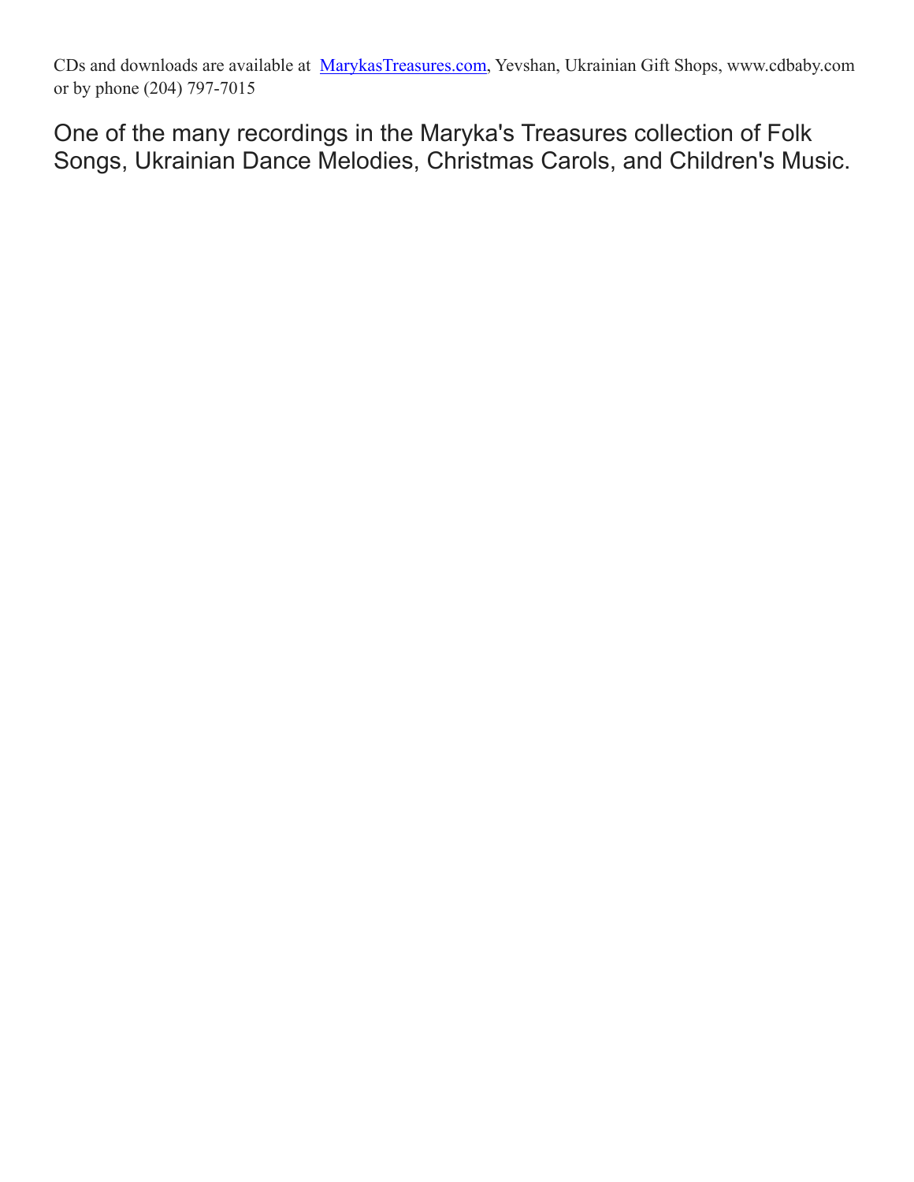CDs and downloads are available at [MarykasTreasures.com](http://MarykasTreasures.com), Yevshan, Ukrainian Gift Shops, www.cdbaby.com or by phone (204) 797-7015

One of the many recordings in the Maryka's Treasures collection of Folk Songs, Ukrainian Dance Melodies, Christmas Carols, and Children's Music.